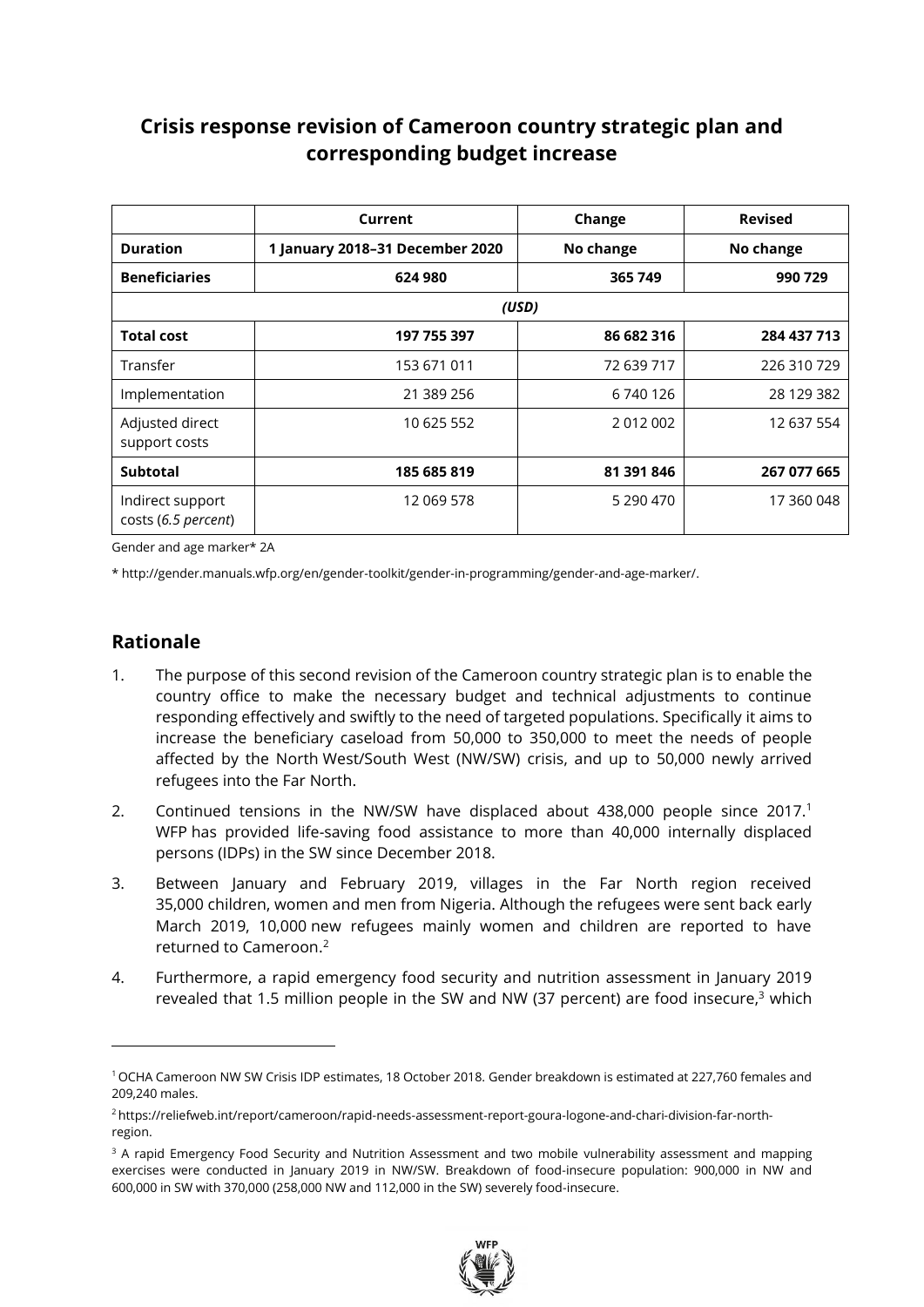# Crisis response revision of Cameroon country strategic plan and corresponding budget increase

| | Current | Change | Revised |
|---|---|---|---|
| **Duration** | **1 January 2018–31 December 2020** | **No change** | **No change** |
| **Beneficiaries** | **624 980** | **365 749** | **990 729** |
| ***(USD)*** | | | |
| **Total cost** | **197 755 397** | **86 682 316** | **284 437 713** |
| Transfer | 153 671 011 | 72 639 717 | 226 310 729 |
| Implementation | 21 389 256 | 6 740 126 | 28 129 382 |
| Adjusted direct support costs | 10 625 552 | 2 012 002 | 12 637 554 |
| **Subtotal** | **185 685 819** | **81 391 846** | **267 077 665** |
| Indirect support costs (*6.5 percent*) | 12 069 578 | 5 290 470 | 17 360 048 |

Gender and age marker* 2A

* http://gender.manuals.wfp.org/en/gender-toolkit/gender-in-programming/gender-and-age-marker/.

## Rationale

1. The purpose of this second revision of the Cameroon country strategic plan is to enable the country office to make the necessary budget and technical adjustments to continue responding effectively and swiftly to the need of targeted populations. Specifically it aims to increase the beneficiary caseload from 50,000 to 350,000 to meet the needs of people affected by the North West/South West (NW/SW) crisis, and up to 50,000 newly arrived refugees into the Far North.

2. Continued tensions in the NW/SW have displaced about 438,000 people since 2017.[1] WFP has provided life-saving food assistance to more than 40,000 internally displaced persons (IDPs) in the SW since December 2018.

3. Between January and February 2019, villages in the Far North region received 35,000 children, women and men from Nigeria. Although the refugees were sent back early March 2019, 10,000 new refugees mainly women and children are reported to have returned to Cameroon.[2]

4. Furthermore, a rapid emergency food security and nutrition assessment in January 2019 revealed that 1.5 million people in the SW and NW (37 percent) are food insecure,[3] which

---

[1] OCHA Cameroon NW SW Crisis IDP estimates, 18 October 2018. Gender breakdown is estimated at 227,760 females and 209,240 males.

[2] https://reliefweb.int/report/cameroon/rapid-needs-assessment-report-goura-logone-and-chari-division-far-north-region.

[3] A rapid Emergency Food Security and Nutrition Assessment and two mobile vulnerability assessment and mapping exercises were conducted in January 2019 in NW/SW. Breakdown of food-insecure population: 900,000 in NW and 600,000 in SW with 370,000 (258,000 NW and 112,000 in the SW) severely food-insecure.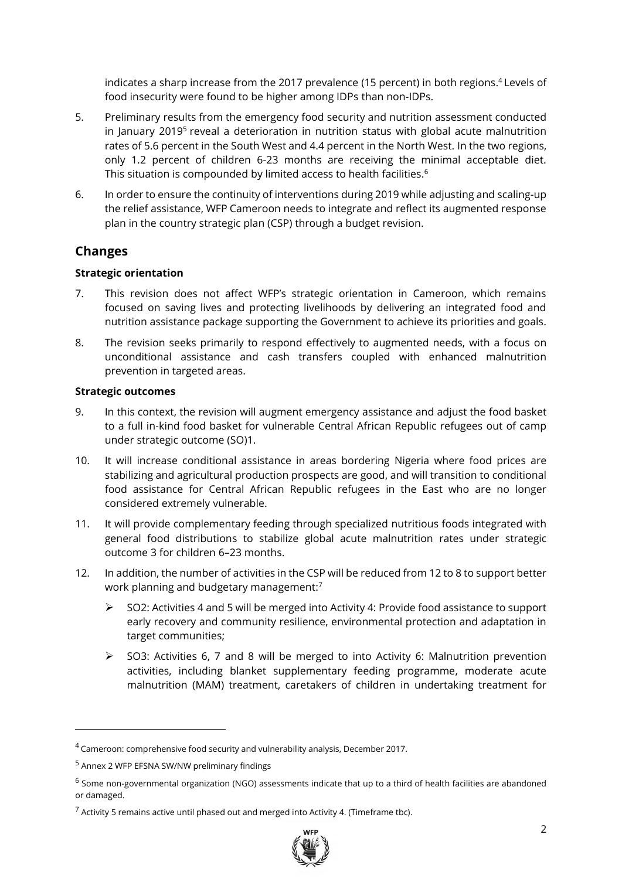indicates a sharp increase from the 2017 prevalence (15 percent) in both regions.[4] Levels of food insecurity were found to be higher among IDPs than non-IDPs.

5. Preliminary results from the emergency food security and nutrition assessment conducted in January 2019[5] reveal a deterioration in nutrition status with global acute malnutrition rates of 5.6 percent in the South West and 4.4 percent in the North West. In the two regions, only 1.2 percent of children 6-23 months are receiving the minimal acceptable diet. This situation is compounded by limited access to health facilities.[6]

6. In order to ensure the continuity of interventions during 2019 while adjusting and scaling-up the relief assistance, WFP Cameroon needs to integrate and reflect its augmented response plan in the country strategic plan (CSP) through a budget revision.

## Changes

**Strategic orientation**

7. This revision does not affect WFP's strategic orientation in Cameroon, which remains focused on saving lives and protecting livelihoods by delivering an integrated food and nutrition assistance package supporting the Government to achieve its priorities and goals.

8. The revision seeks primarily to respond effectively to augmented needs, with a focus on unconditional assistance and cash transfers coupled with enhanced malnutrition prevention in targeted areas.

**Strategic outcomes**

9. In this context, the revision will augment emergency assistance and adjust the food basket to a full in-kind food basket for vulnerable Central African Republic refugees out of camp under strategic outcome (SO)1.

10. It will increase conditional assistance in areas bordering Nigeria where food prices are stabilizing and agricultural production prospects are good, and will transition to conditional food assistance for Central African Republic refugees in the East who are no longer considered extremely vulnerable.

11. It will provide complementary feeding through specialized nutritious foods integrated with general food distributions to stabilize global acute malnutrition rates under strategic outcome 3 for children 6–23 months.

12. In addition, the number of activities in the CSP will be reduced from 12 to 8 to support better work planning and budgetary management:[7]

    - SO2: Activities 4 and 5 will be merged into Activity 4: Provide food assistance to support early recovery and community resilience, environmental protection and adaptation in target communities;

    - SO3: Activities 6, 7 and 8 will be merged to into Activity 6: Malnutrition prevention activities, including blanket supplementary feeding programme, moderate acute malnutrition (MAM) treatment, caretakers of children in undertaking treatment for

---

[4] Cameroon: comprehensive food security and vulnerability analysis, December 2017.

[5] Annex 2 WFP EFSNA SW/NW preliminary findings

[6] Some non-governmental organization (NGO) assessments indicate that up to a third of health facilities are abandoned or damaged.

[7] Activity 5 remains active until phased out and merged into Activity 4. (Timeframe tbc).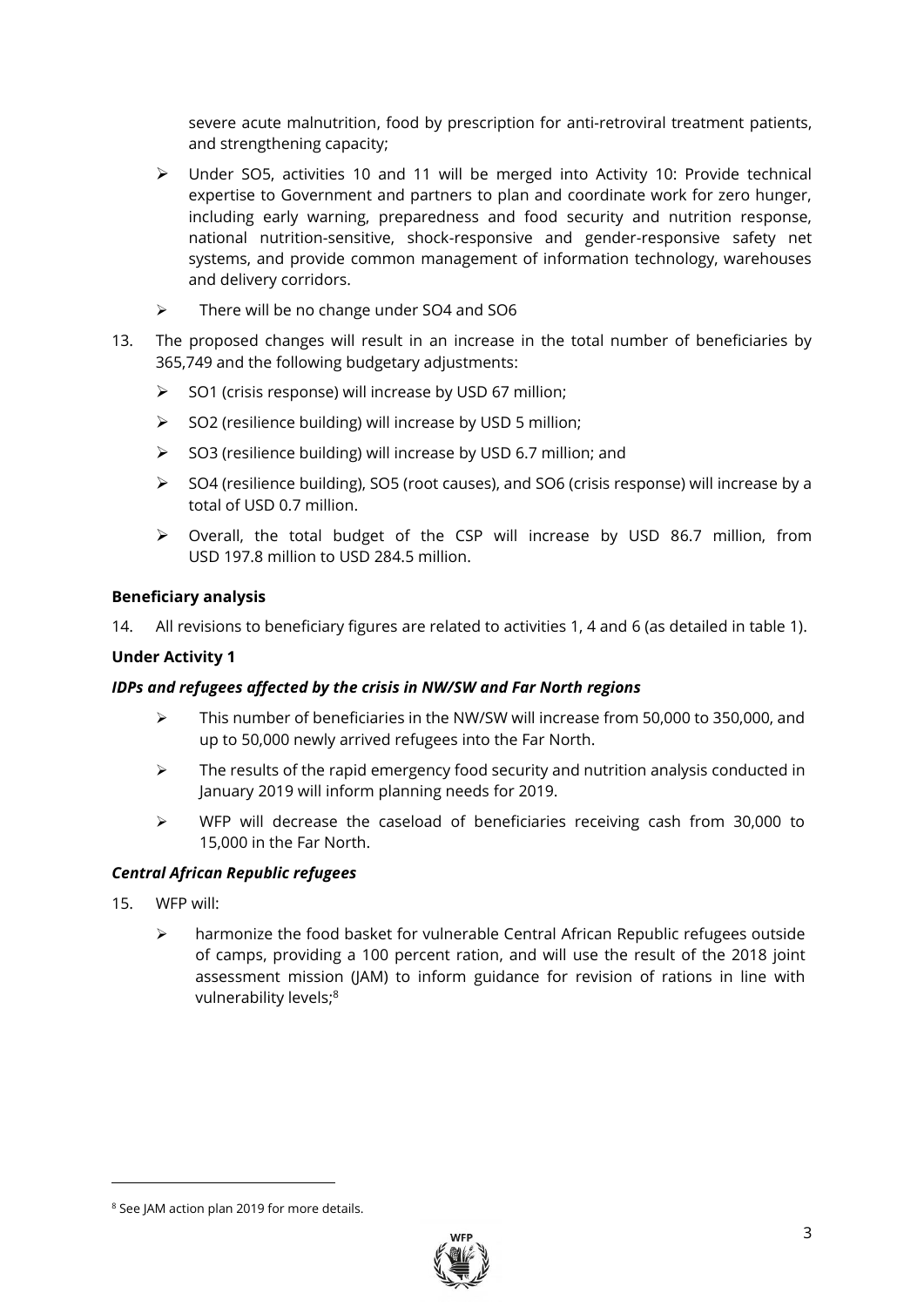severe acute malnutrition, food by prescription for anti-retroviral treatment patients, and strengthening capacity;

- Under SO5, activities 10 and 11 will be merged into Activity 10: Provide technical expertise to Government and partners to plan and coordinate work for zero hunger, including early warning, preparedness and food security and nutrition response, national nutrition-sensitive, shock-responsive and gender-responsive safety net systems, and provide common management of information technology, warehouses and delivery corridors.
- There will be no change under SO4 and SO6

13. The proposed changes will result in an increase in the total number of beneficiaries by 365,749 and the following budgetary adjustments:
    - SO1 (crisis response) will increase by USD 67 million;
    - SO2 (resilience building) will increase by USD 5 million;
    - SO3 (resilience building) will increase by USD 6.7 million; and
    - SO4 (resilience building), SO5 (root causes), and SO6 (crisis response) will increase by a total of USD 0.7 million.
    - Overall, the total budget of the CSP will increase by USD 86.7 million, from USD 197.8 million to USD 284.5 million.

**Beneficiary analysis**

14. All revisions to beneficiary figures are related to activities 1, 4 and 6 (as detailed in table 1).

**Under Activity 1**

***IDPs and refugees affected by the crisis in NW/SW and Far North regions***

- This number of beneficiaries in the NW/SW will increase from 50,000 to 350,000, and up to 50,000 newly arrived refugees into the Far North.
- The results of the rapid emergency food security and nutrition analysis conducted in January 2019 will inform planning needs for 2019.
- WFP will decrease the caseload of beneficiaries receiving cash from 30,000 to 15,000 in the Far North.

***Central African Republic refugees***

15. WFP will:
    - harmonize the food basket for vulnerable Central African Republic refugees outside of camps, providing a 100 percent ration, and will use the result of the 2018 joint assessment mission (JAM) to inform guidance for revision of rations in line with vulnerability levels;[8]

[8] See JAM action plan 2019 for more details.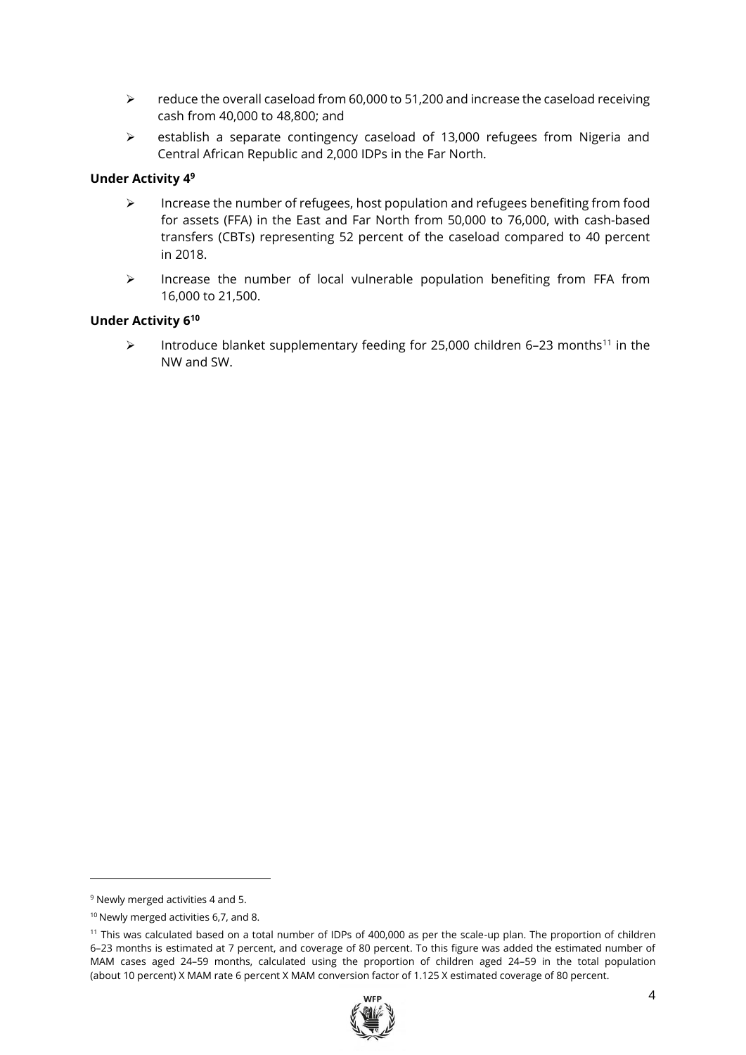- reduce the overall caseload from 60,000 to 51,200 and increase the caseload receiving cash from 40,000 to 48,800; and
- establish a separate contingency caseload of 13,000 refugees from Nigeria and Central African Republic and 2,000 IDPs in the Far North.

**Under Activity 4[9]**

- Increase the number of refugees, host population and refugees benefiting from food for assets (FFA) in the East and Far North from 50,000 to 76,000, with cash-based transfers (CBTs) representing 52 percent of the caseload compared to 40 percent in 2018.
- Increase the number of local vulnerable population benefiting from FFA from 16,000 to 21,500.

**Under Activity 6[10]**

- Introduce blanket supplementary feeding for 25,000 children 6–23 months[11] in the NW and SW.

---

[9] Newly merged activities 4 and 5.

[10] Newly merged activities 6,7, and 8.

[11] This was calculated based on a total number of IDPs of 400,000 as per the scale-up plan. The proportion of children 6–23 months is estimated at 7 percent, and coverage of 80 percent. To this figure was added the estimated number of MAM cases aged 24–59 months, calculated using the proportion of children aged 24–59 in the total population (about 10 percent) X MAM rate 6 percent X MAM conversion factor of 1.125 X estimated coverage of 80 percent.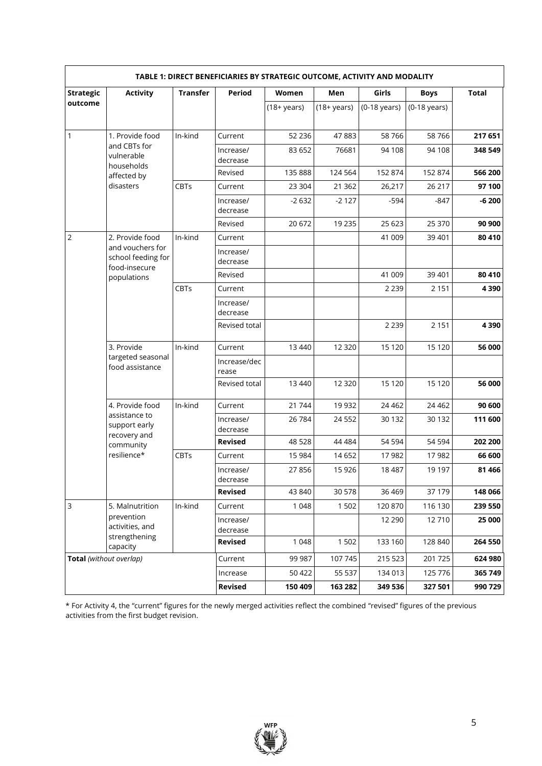| TABLE 1: DIRECT BENEFICIARIES BY STRATEGIC OUTCOME, ACTIVITY AND MODALITY | | | | | | | | |
|---|---|---|---|---|---|---|---|---|
| **Strategic outcome** | **Activity** | **Transfer** | **Period** | **Women** | **Men** | **Girls** | **Boys** | **Total** |
| | | | | (18+ years) | (18+ years) | (0-18 years) | (0-18 years) | |
| 1 | 1. Provide food and CBTs for vulnerable households affected by disasters | In-kind | Current | 52 236 | 47 883 | 58 766 | 58 766 | **217 651** |
| | | | Increase/ decrease | 83 652 | 76681 | 94 108 | 94 108 | **348 549** |
| | | | Revised | 135 888 | 124 564 | 152 874 | 152 874 | **566 200** |
| | | CBTs | Current | 23 304 | 21 362 | 26,217 | 26 217 | **97 100** |
| | | | Increase/ decrease | -2 632 | -2 127 | -594 | -847 | **-6 200** |
| | | | Revised | 20 672 | 19 235 | 25 623 | 25 370 | **90 900** |
| 2 | 2. Provide food and vouchers for school feeding for food-insecure populations | In-kind | Current | | | 41 009 | 39 401 | **80 410** |
| | | | Increase/ decrease | | | | | |
| | | | Revised | | | 41 009 | 39 401 | **80 410** |
| | | CBTs | Current | | | 2 239 | 2 151 | **4 390** |
| | | | Increase/ decrease | | | | | |
| | | | Revised total | | | 2 239 | 2 151 | **4 390** |
| | 3. Provide targeted seasonal food assistance | In-kind | Current | 13 440 | 12 320 | 15 120 | 15 120 | **56 000** |
| | | | Increase/decrease | | | | | |
| | | | Revised total | 13 440 | 12 320 | 15 120 | 15 120 | **56 000** |
| | 4. Provide food assistance to support early recovery and community resilience* | In-kind | Current | 21 744 | 19 932 | 24 462 | 24 462 | **90 600** |
| | | | Increase/ decrease | 26 784 | 24 552 | 30 132 | 30 132 | **111 600** |
| | | | **Revised** | 48 528 | 44 484 | 54 594 | 54 594 | **202 200** |
| | | CBTs | Current | 15 984 | 14 652 | 17 982 | 17 982 | **66 600** |
| | | | Increase/ decrease | 27 856 | 15 926 | 18 487 | 19 197 | **81 466** |
| | | | **Revised** | 43 840 | 30 578 | 36 469 | 37 179 | **148 066** |
| 3 | 5. Malnutrition prevention activities, and strengthening capacity | In-kind | Current | 1 048 | 1 502 | 120 870 | 116 130 | **239 550** |
| | | | Increase/ decrease | | | 12 290 | 12 710 | **25 000** |
| | | | **Revised** | 1 048 | 1 502 | 133 160 | 128 840 | **264 550** |
| **Total** *(without overlap)* | | | Current | 99 987 | 107 745 | 215 523 | 201 725 | **624 980** |
| | | | Increase | 50 422 | 55 537 | 134 013 | 125 776 | **365 749** |
| | | | **Revised** | **150 409** | **163 282** | **349 536** | **327 501** | **990 729** |

* For Activity 4, the "current" figures for the newly merged activities reflect the combined "revised" figures of the previous activities from the first budget revision.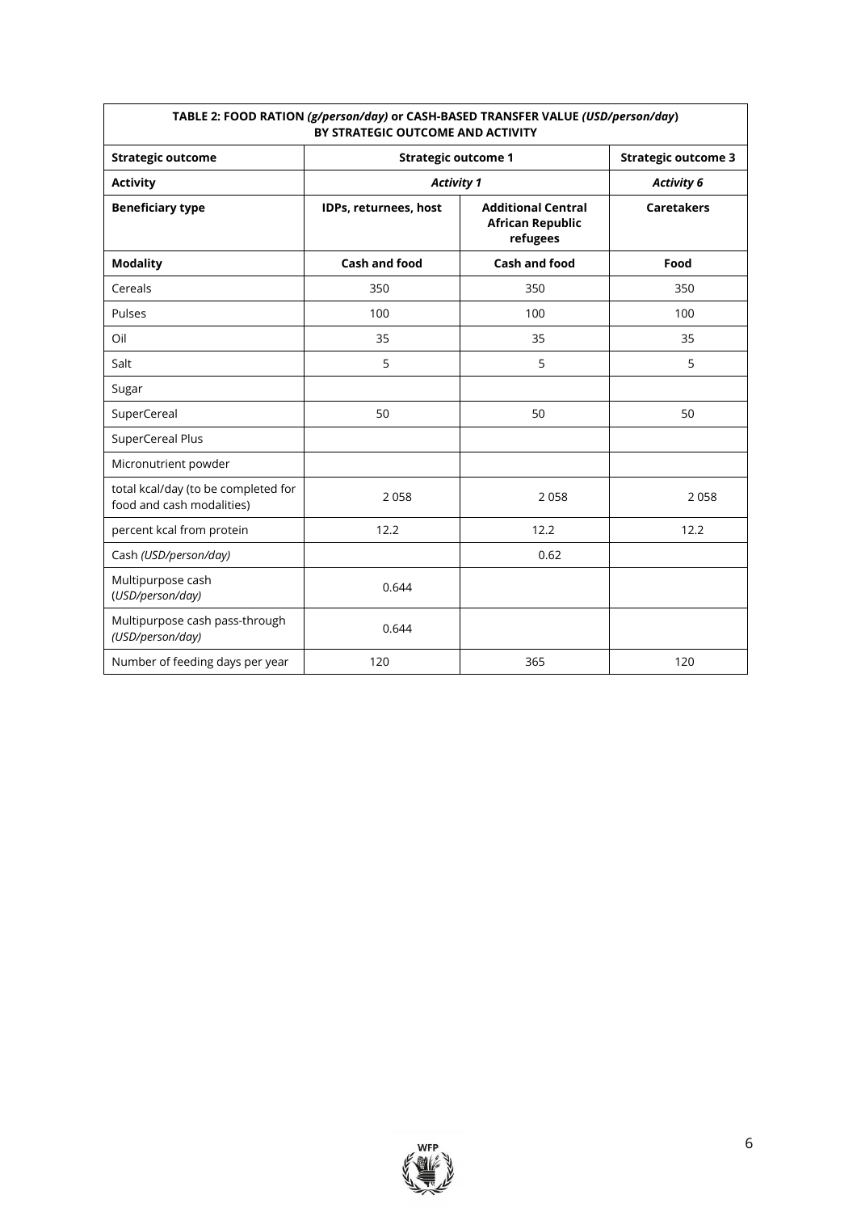| **TABLE 2: FOOD RATION *(g/person/day)* or CASH-BASED TRANSFER VALUE *(USD/person/day)* BY STRATEGIC OUTCOME AND ACTIVITY** | | | |
|---|---|---|---|
| **Strategic outcome** | **Strategic outcome 1** | | **Strategic outcome 3** |
| **Activity** | ***Activity 1*** | | ***Activity 6*** |
| **Beneficiary type** | **IDPs, returnees, host** | **Additional Central African Republic refugees** | **Caretakers** |
| **Modality** | **Cash and food** | **Cash and food** | **Food** |
| Cereals | 350 | 350 | 350 |
| Pulses | 100 | 100 | 100 |
| Oil | 35 | 35 | 35 |
| Salt | 5 | 5 | 5 |
| Sugar | | | |
| SuperCereal | 50 | 50 | 50 |
| SuperCereal Plus | | | |
| Micronutrient powder | | | |
| total kcal/day (to be completed for food and cash modalities) | 2 058 | 2 058 | 2 058 |
| percent kcal from protein | 12.2 | 12.2 | 12.2 |
| Cash *(USD/person/day)* | | 0.62 | |
| Multipurpose cash (*USD/person/day)* | 0.644 | | |
| Multipurpose cash pass-through *(USD/person/day)* | 0.644 | | |
| Number of feeding days per year | 120 | 365 | 120 |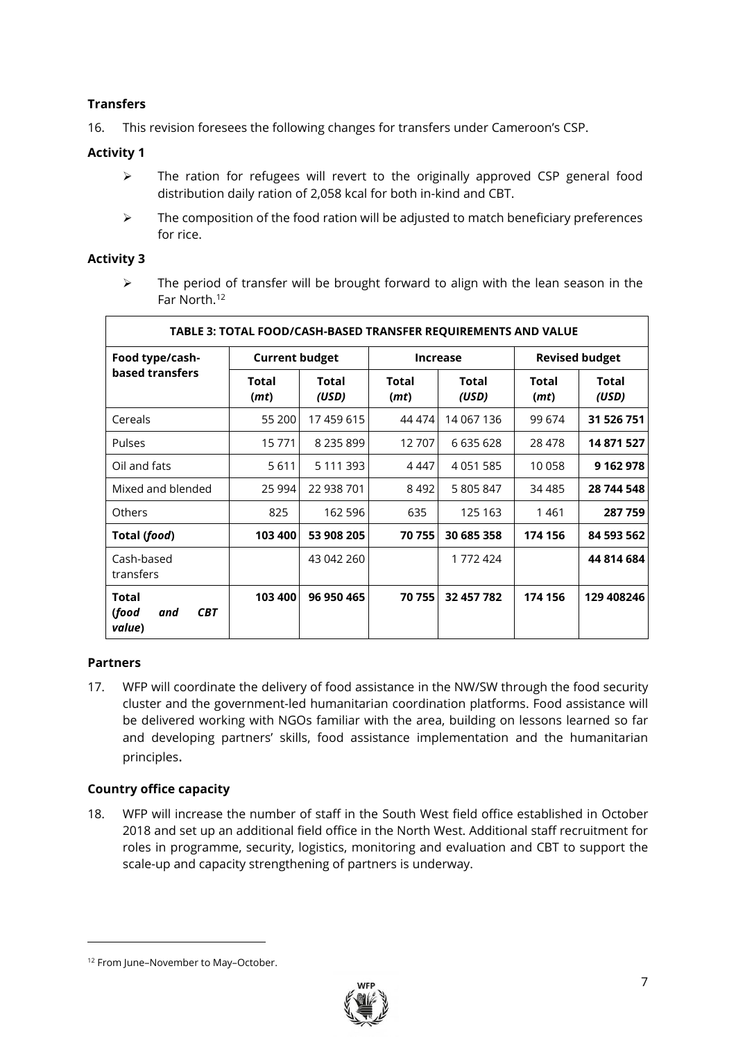### Transfers

16. This revision foresees the following changes for transfers under Cameroon's CSP.

**Activity 1**

- The ration for refugees will revert to the originally approved CSP general food distribution daily ration of 2,058 kcal for both in-kind and CBT.
- The composition of the food ration will be adjusted to match beneficiary preferences for rice.

**Activity 3**

- The period of transfer will be brought forward to align with the lean season in the Far North.[12]

| TABLE 3: TOTAL FOOD/CASH-BASED TRANSFER REQUIREMENTS AND VALUE | | | | | | |
|---|---|---|---|---|---|---|
| **Food type/cash-based transfers** | **Current budget** | | **Increase** | | **Revised budget** | |
| | **Total (*mt*)** | **Total (*USD*)** | **Total (*mt*)** | **Total (*USD*)** | **Total (*mt*)** | **Total (*USD*)** |
| Cereals | 55 200 | 17 459 615 | 44 474 | 14 067 136 | 99 674 | **31 526 751** |
| Pulses | 15 771 | 8 235 899 | 12 707 | 6 635 628 | 28 478 | **14 871 527** |
| Oil and fats | 5 611 | 5 111 393 | 4 447 | 4 051 585 | 10 058 | **9 162 978** |
| Mixed and blended | 25 994 | 22 938 701 | 8 492 | 5 805 847 | 34 485 | **28 744 548** |
| Others | 825 | 162 596 | 635 | 125 163 | 1 461 | **287 759** |
| **Total (*food*)** | **103 400** | **53 908 205** | **70 755** | **30 685 358** | **174 156** | **84 593 562** |
| Cash-based transfers | | 43 042 260 | | 1 772 424 | | **44 814 684** |
| **Total (*food and CBT value*)** | **103 400** | **96 950 465** | **70 755** | **32 457 782** | **174 156** | **129 408246** |

### Partners

17. WFP will coordinate the delivery of food assistance in the NW/SW through the food security cluster and the government-led humanitarian coordination platforms. Food assistance will be delivered working with NGOs familiar with the area, building on lessons learned so far and developing partners' skills, food assistance implementation and the humanitarian principles.

### Country office capacity

18. WFP will increase the number of staff in the South West field office established in October 2018 and set up an additional field office in the North West. Additional staff recruitment for roles in programme, security, logistics, monitoring and evaluation and CBT to support the scale-up and capacity strengthening of partners is underway.

[12] From June–November to May–October.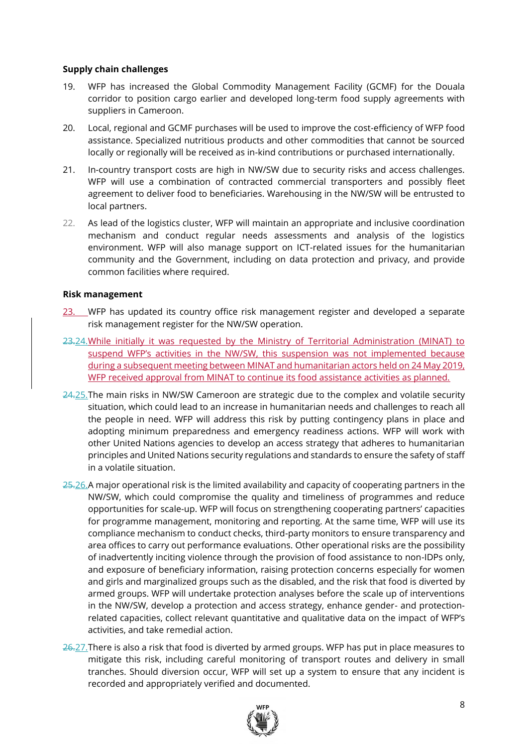**Supply chain challenges**

19. WFP has increased the Global Commodity Management Facility (GCMF) for the Douala corridor to position cargo earlier and developed long-term food supply agreements with suppliers in Cameroon.

20. Local, regional and GCMF purchases will be used to improve the cost-efficiency of WFP food assistance. Specialized nutritious products and other commodities that cannot be sourced locally or regionally will be received as in-kind contributions or purchased internationally.

21. In-country transport costs are high in NW/SW due to security risks and access challenges. WFP will use a combination of contracted commercial transporters and possibly fleet agreement to deliver food to beneficiaries. Warehousing in the NW/SW will be entrusted to local partners.

22. As lead of the logistics cluster, WFP will maintain an appropriate and inclusive coordination mechanism and conduct regular needs assessments and analysis of the logistics environment. WFP will also manage support on ICT-related issues for the humanitarian community and the Government, including on data protection and privacy, and provide common facilities where required.

**Risk management**

23. WFP has updated its country office risk management register and developed a separate risk management register for the NW/SW operation.

24. While initially it was requested by the Ministry of Territorial Administration (MINAT) to suspend WFP's activities in the NW/SW, this suspension was not implemented because during a subsequent meeting between MINAT and humanitarian actors held on 24 May 2019, WFP received approval from MINAT to continue its food assistance activities as planned.

25. The main risks in NW/SW Cameroon are strategic due to the complex and volatile security situation, which could lead to an increase in humanitarian needs and challenges to reach all the people in need. WFP will address this risk by putting contingency plans in place and adopting minimum preparedness and emergency readiness actions. WFP will work with other United Nations agencies to develop an access strategy that adheres to humanitarian principles and United Nations security regulations and standards to ensure the safety of staff in a volatile situation.

26. A major operational risk is the limited availability and capacity of cooperating partners in the NW/SW, which could compromise the quality and timeliness of programmes and reduce opportunities for scale-up. WFP will focus on strengthening cooperating partners' capacities for programme management, monitoring and reporting. At the same time, WFP will use its compliance mechanism to conduct checks, third-party monitors to ensure transparency and area offices to carry out performance evaluations. Other operational risks are the possibility of inadvertently inciting violence through the provision of food assistance to non-IDPs only, and exposure of beneficiary information, raising protection concerns especially for women and girls and marginalized groups such as the disabled, and the risk that food is diverted by armed groups. WFP will undertake protection analyses before the scale up of interventions in the NW/SW, develop a protection and access strategy, enhance gender- and protection-related capacities, collect relevant quantitative and qualitative data on the impact of WFP's activities, and take remedial action.

27. There is also a risk that food is diverted by armed groups. WFP has put in place measures to mitigate this risk, including careful monitoring of transport routes and delivery in small tranches. Should diversion occur, WFP will set up a system to ensure that any incident is recorded and appropriately verified and documented.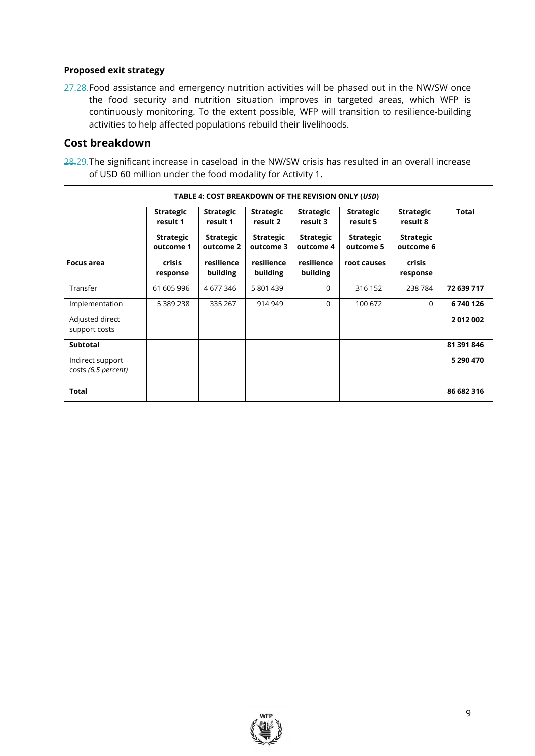### Proposed exit strategy

~~27.~~28. Food assistance and emergency nutrition activities will be phased out in the NW/SW once the food security and nutrition situation improves in targeted areas, which WFP is continuously monitoring. To the extent possible, WFP will transition to resilience-building activities to help affected populations rebuild their livelihoods.

## Cost breakdown

~~28.~~29. The significant increase in caseload in the NW/SW crisis has resulted in an overall increase of USD 60 million under the food modality for Activity 1.

| TABLE 4: COST BREAKDOWN OF THE REVISION ONLY (*USD*) | | | | | | | |
|---|---|---|---|---|---|---|---|
| | **Strategic result 1** | **Strategic result 1** | **Strategic result 2** | **Strategic result 3** | **Strategic result 5** | **Strategic result 8** | **Total** |
| | **Strategic outcome 1** | **Strategic outcome 2** | **Strategic outcome 3** | **Strategic outcome 4** | **Strategic outcome 5** | **Strategic outcome 6** | |
| **Focus area** | **crisis response** | **resilience building** | **resilience building** | **resilience building** | **root causes** | **crisis response** | |
| Transfer | 61 605 996 | 4 677 346 | 5 801 439 | 0 | 316 152 | 238 784 | **72 639 717** |
| Implementation | 5 389 238 | 335 267 | 914 949 | 0 | 100 672 | 0 | **6 740 126** |
| Adjusted direct support costs | | | | | | | **2 012 002** |
| **Subtotal** | | | | | | | **81 391 846** |
| Indirect support costs *(6.5 percent)* | | | | | | | **5 290 470** |
| **Total** | | | | | | | **86 682 316** |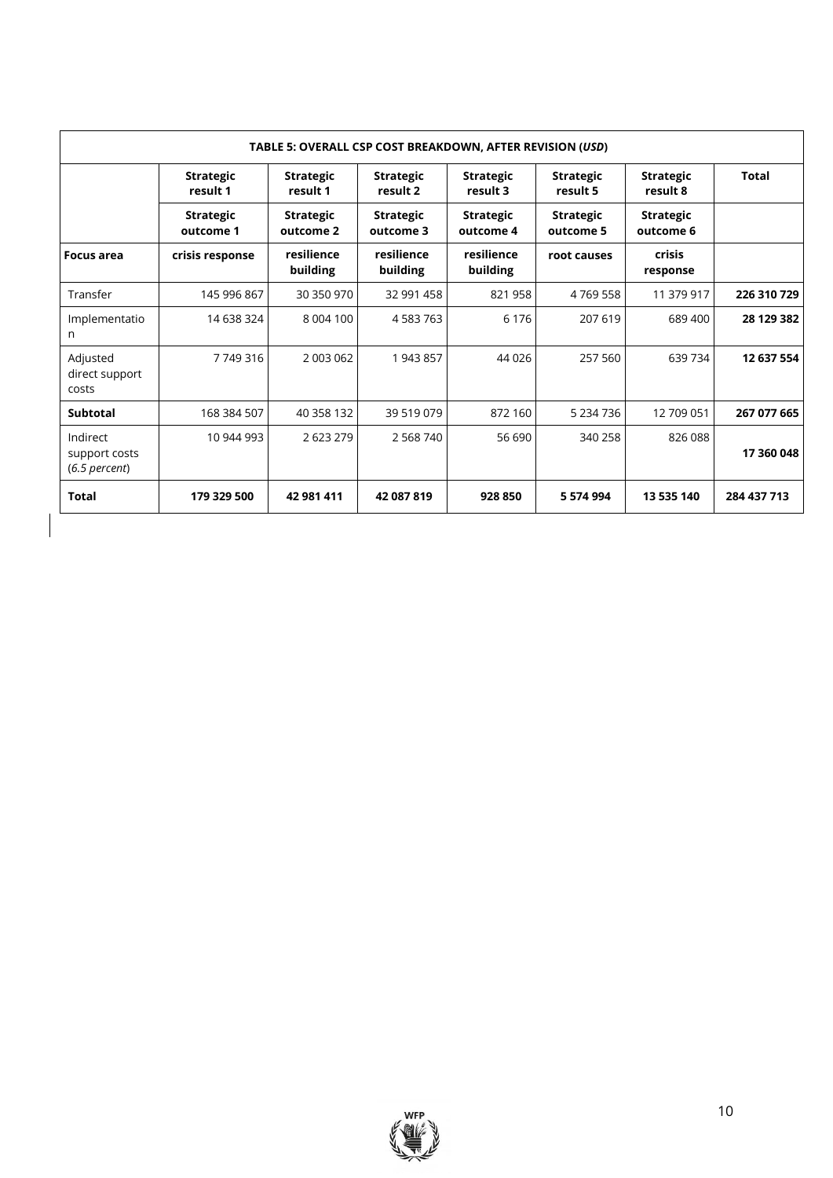| TABLE 5: OVERALL CSP COST BREAKDOWN, AFTER REVISION (*USD*) | | | | | | | |
|---|---|---|---|---|---|---|---|
| | **Strategic result 1** | **Strategic result 1** | **Strategic result 2** | **Strategic result 3** | **Strategic result 5** | **Strategic result 8** | **Total** |
| | **Strategic outcome 1** | **Strategic outcome 2** | **Strategic outcome 3** | **Strategic outcome 4** | **Strategic outcome 5** | **Strategic outcome 6** | |
| **Focus area** | **crisis response** | **resilience building** | **resilience building** | **resilience building** | **root causes** | **crisis response** | |
| Transfer | 145 996 867 | 30 350 970 | 32 991 458 | 821 958 | 4 769 558 | 11 379 917 | **226 310 729** |
| Implementation | 14 638 324 | 8 004 100 | 4 583 763 | 6 176 | 207 619 | 689 400 | **28 129 382** |
| Adjusted direct support costs | 7 749 316 | 2 003 062 | 1 943 857 | 44 026 | 257 560 | 639 734 | **12 637 554** |
| **Subtotal** | 168 384 507 | 40 358 132 | 39 519 079 | 872 160 | 5 234 736 | 12 709 051 | **267 077 665** |
| Indirect support costs (*6.5 percent*) | 10 944 993 | 2 623 279 | 2 568 740 | 56 690 | 340 258 | 826 088 | **17 360 048** |
| **Total** | **179 329 500** | **42 981 411** | **42 087 819** | **928 850** | **5 574 994** | **13 535 140** | **284 437 713** |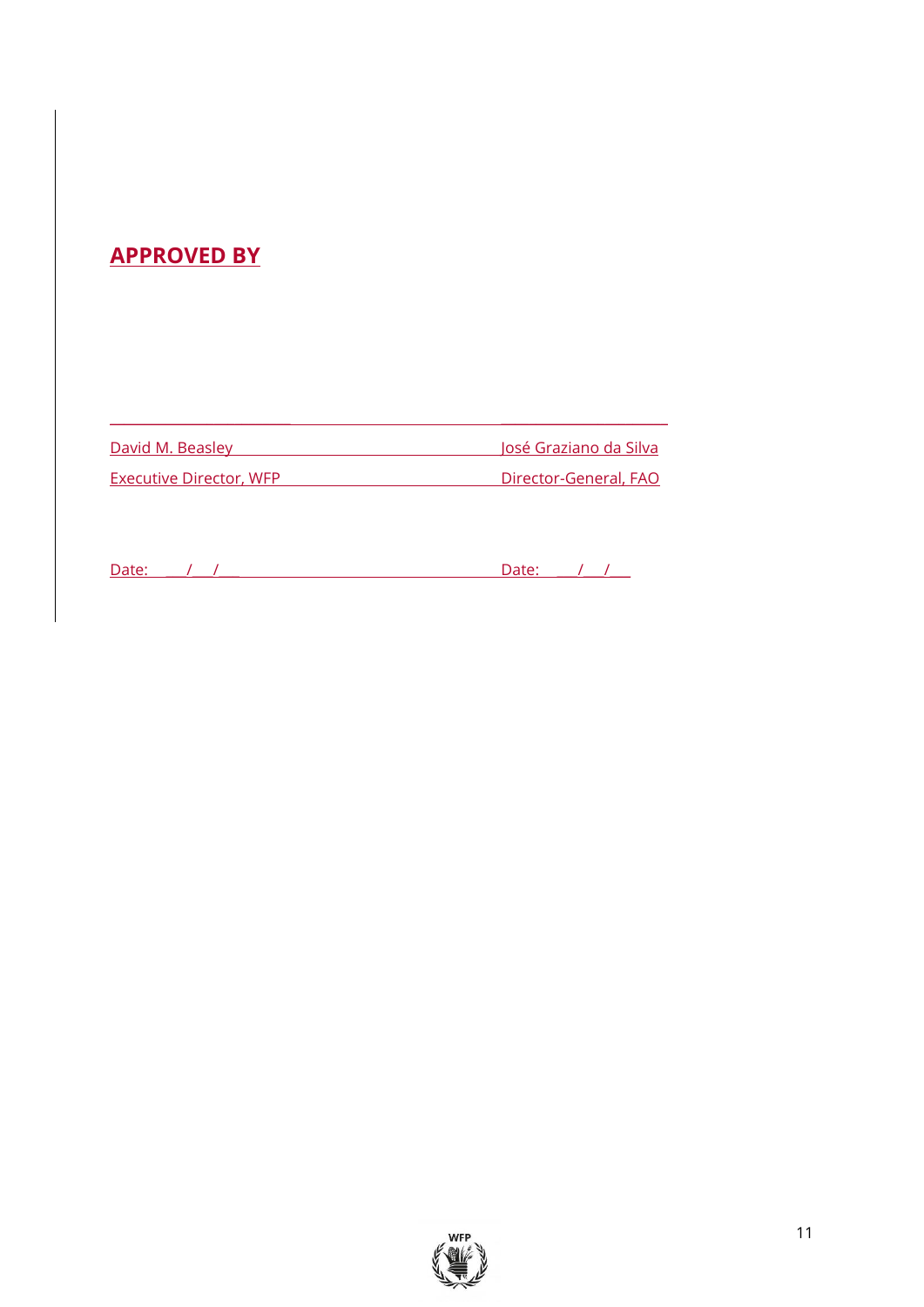## APPROVED BY

| | |
|---|---|
| David M. Beasley | José Graziano da Silva |
| Executive Director, WFP | Director-General, FAO |
| Date: ___/___/___ | Date: ___/___/___ |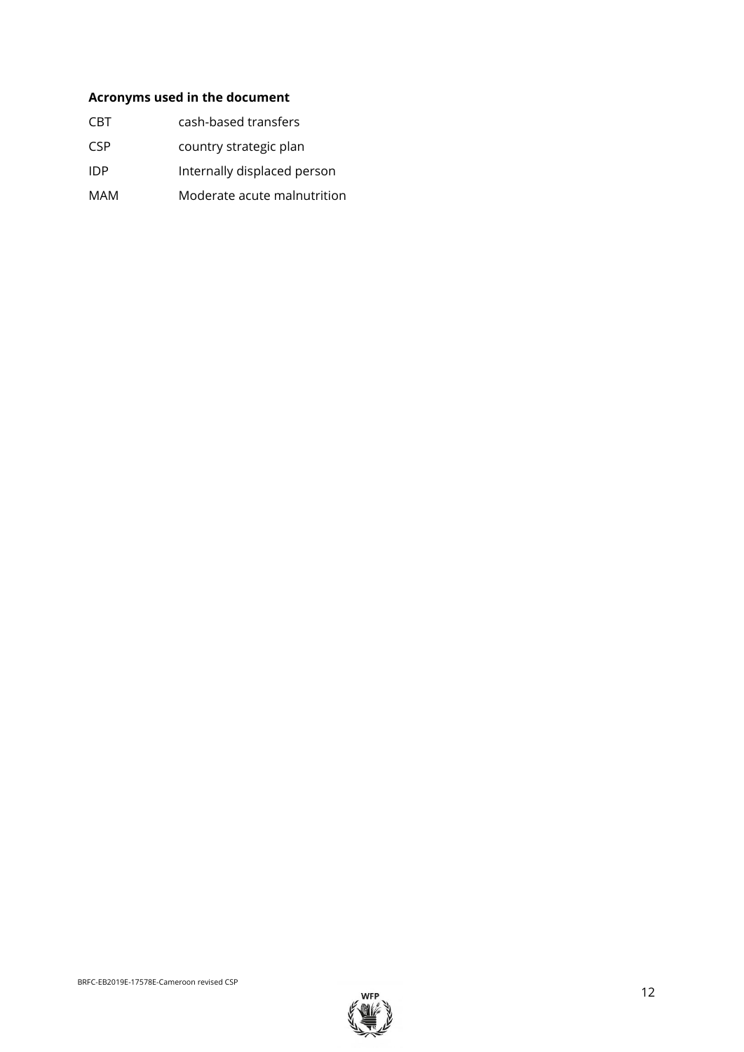**Acronyms used in the document**

| | |
|---|---|
| CBT | cash-based transfers |
| CSP | country strategic plan |
| IDP | Internally displaced person |
| MAM | Moderate acute malnutrition |